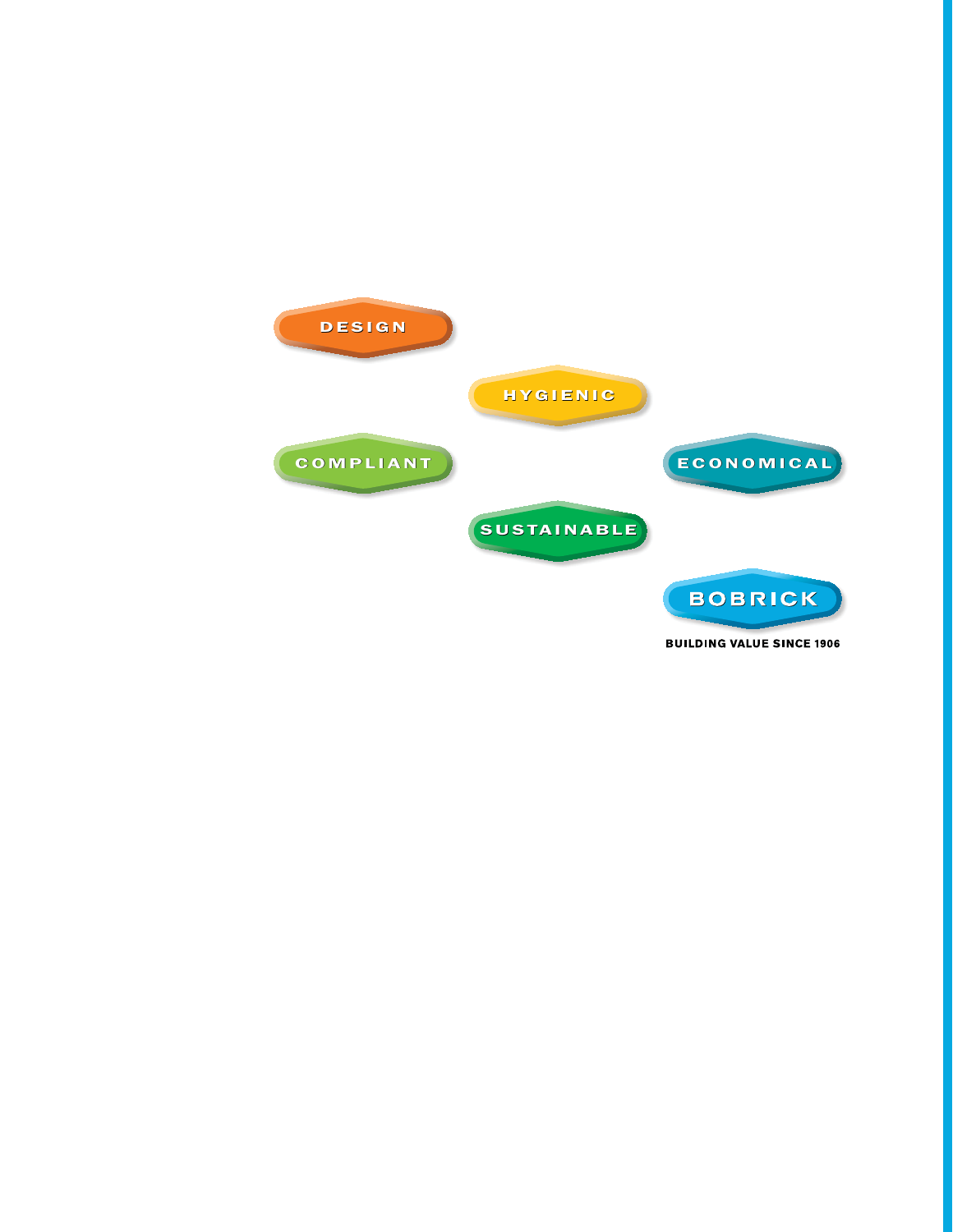DESIGN

HYGIENIC

COMPLIANT

ECONOMICAL

SUSTAINABLE

BOBRICK

BUILDING VALUE SINCE 1906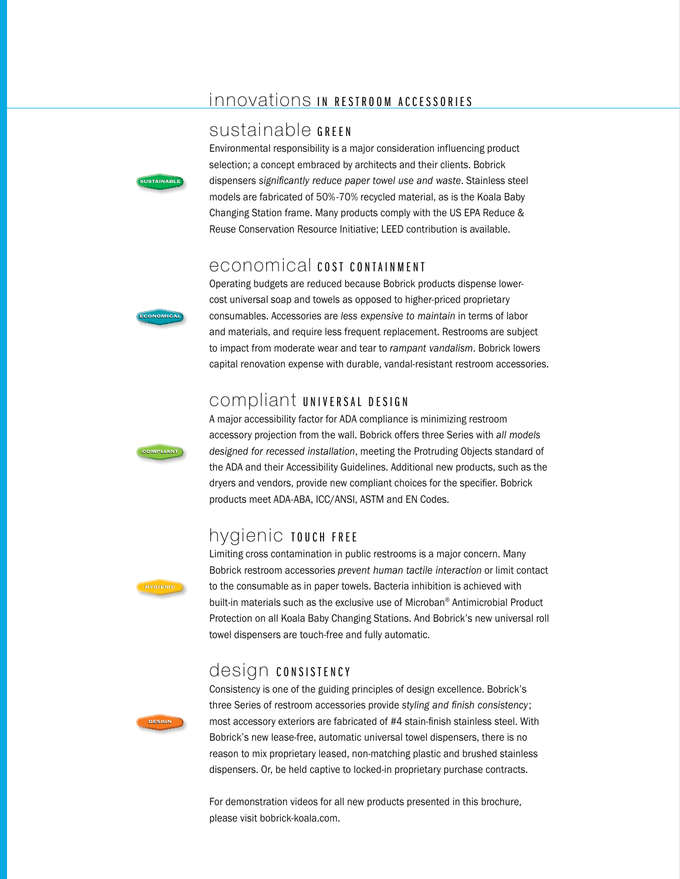# innovations IN RESTROOM ACCESSORIES

## sustainable GREEN

SUSTAINABLE

Environmental responsibility is a major consideration influencing product selection; a concept embraced by architects and their clients. Bobrick dispensers *significantly reduce paper towel use and waste*. Stainless steel models are fabricated of 50%-70% recycled material, as is the Koala Baby Changing Station frame. Many products comply with the US EPA Reduce & Reuse Conservation Resource Initiative; LEED contribution is available.

## economical COST CONTAINMENT

ECONOMICAL

Operating budgets are reduced because Bobrick products dispense lower-cost universal soap and towels as opposed to higher-priced proprietary consumables. Accessories are *less expensive to maintain* in terms of labor and materials, and require less frequent replacement. Restrooms are subject to impact from moderate wear and tear to *rampant vandalism*. Bobrick lowers capital renovation expense with durable, vandal-resistant restroom accessories.

## compliant UNIVERSAL DESIGN

COMPLIANT

A major accessibility factor for ADA compliance is minimizing restroom accessory projection from the wall. Bobrick offers three Series with *all models designed for recessed installation*, meeting the Protruding Objects standard of the ADA and their Accessibility Guidelines. Additional new products, such as the dryers and vendors, provide new compliant choices for the specifier. Bobrick products meet ADA-ABA, ICC/ANSI, ASTM and EN Codes.

## hygienic TOUCH FREE

HYGIENIC

Limiting cross contamination in public restrooms is a major concern. Many Bobrick restroom accessories *prevent human tactile interaction* or limit contact to the consumable as in paper towels. Bacteria inhibition is achieved with built-in materials such as the exclusive use of Microban® Antimicrobial Product Protection on all Koala Baby Changing Stations. And Bobrick's new universal roll towel dispensers are touch-free and fully automatic.

## design CONSISTENCY

DESIGN

Consistency is one of the guiding principles of design excellence. Bobrick's three Series of restroom accessories provide *styling and finish consistency*; most accessory exteriors are fabricated of #4 stain-finish stainless steel. With Bobrick's new lease-free, automatic universal towel dispensers, there is no reason to mix proprietary leased, non-matching plastic and brushed stainless dispensers. Or, be held captive to locked-in proprietary purchase contracts.

For demonstration videos for all new products presented in this brochure, please visit bobrick-koala.com.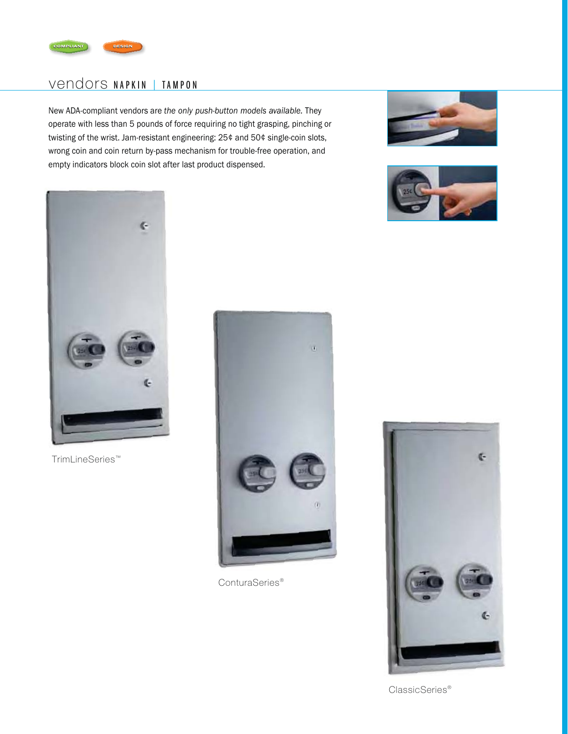COMPLIANT DESIGN

# vendors NAPKIN | TAMPON

New ADA-compliant vendors are *the only push-button models available.* They operate with less than 5 pounds of force requiring no tight grasping, pinching or twisting of the wrist. Jam-resistant engineering: 25¢ and 50¢ single-coin slots, wrong coin and coin return by-pass mechanism for trouble-free operation, and empty indicators block coin slot after last product dispensed.

TrimLineSeries™

ConturaSeries®

ClassicSeries®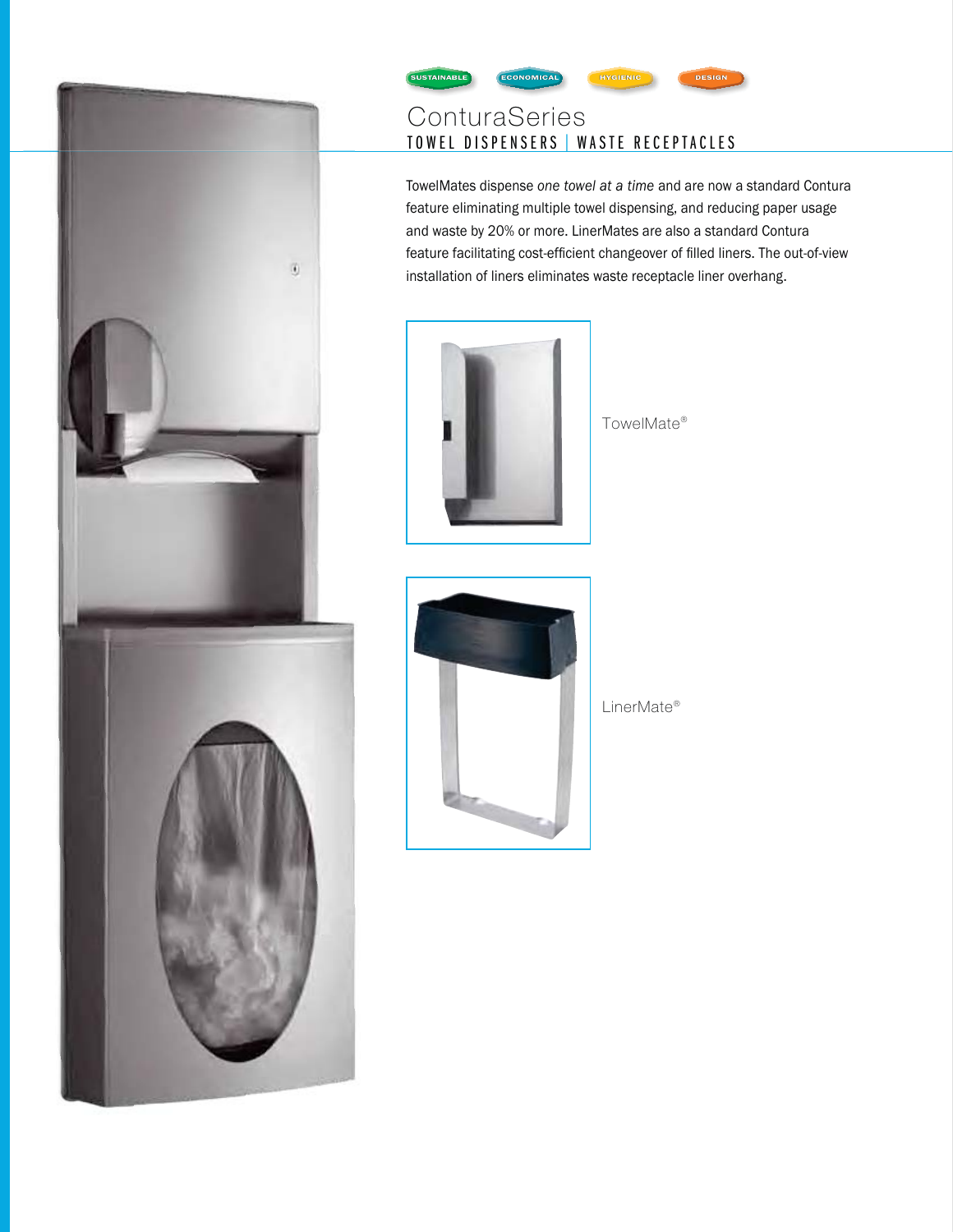SUSTAINABLE ECONOMICAL HYGIENIC DESIGN

# Contu­raSeries

## TOWEL DISPENSERS | WASTE RECEPTACLES

TowelMates dispense *one towel at a time* and are now a standard Contura feature eliminating multiple towel dispensing, and reducing paper usage and waste by 20% or more. LinerMates are also a standard Contura feature facilitating cost-efficient changeover of filled liners. The out-of-view installation of liners eliminates waste receptacle liner overhang.

TowelMate®

LinerMate®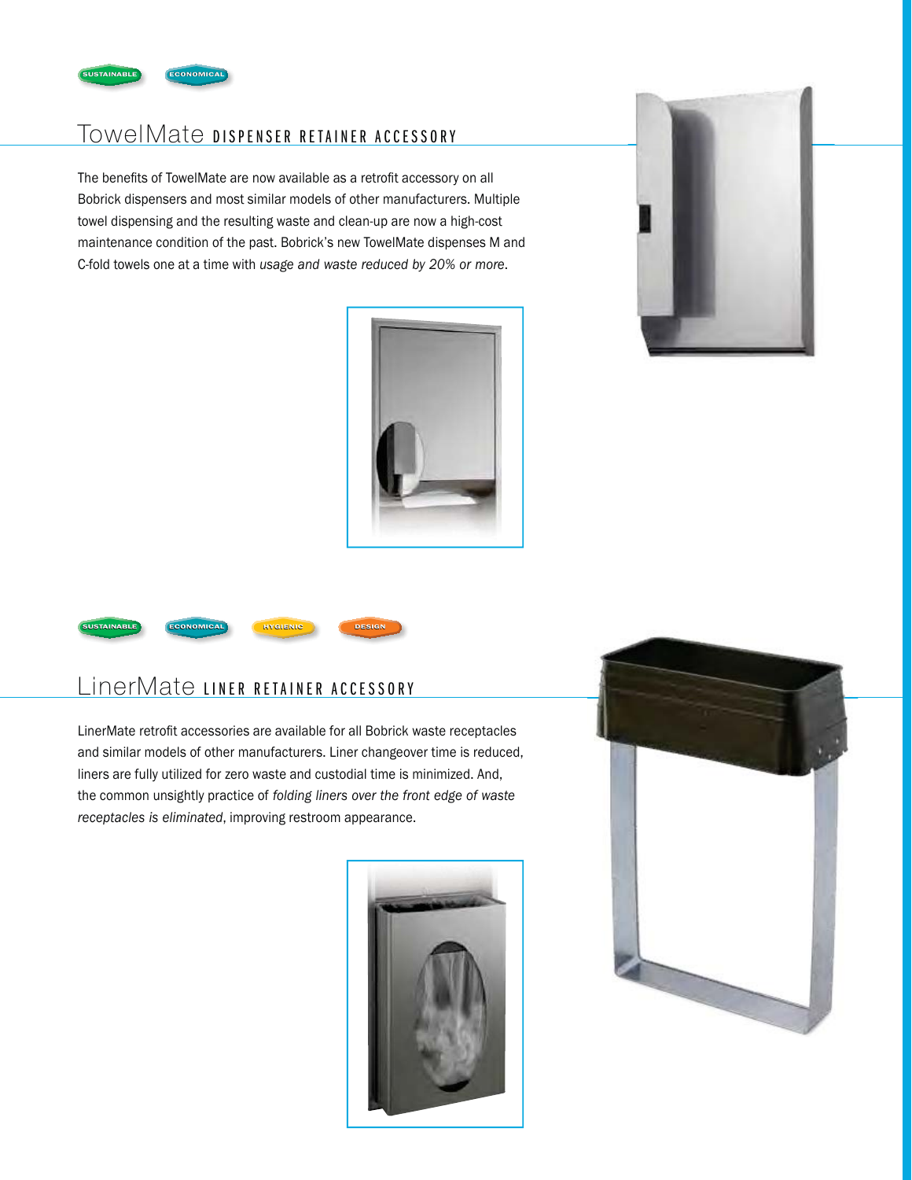SUSTAINABLE ECONOMICAL

## TowelMate DISPENSER RETAINER ACCESSORY

The benefits of TowelMate are now available as a retrofit accessory on all Bobrick dispensers and most similar models of other manufacturers. Multiple towel dispensing and the resulting waste and clean-up are now a high-cost maintenance condition of the past. Bobrick's new TowelMate dispenses M and C-fold towels one at a time with *usage and waste reduced by 20% or more*.

SUSTAINABLE ECONOMICAL HYGIENIC DESIGN

## LinerMate LINER RETAINER ACCESSORY

LinerMate retrofit accessories are available for all Bobrick waste receptacles and similar models of other manufacturers. Liner changeover time is reduced, liners are fully utilized for zero waste and custodial time is minimized. And, the common unsightly practice of *folding liners over the front edge of waste receptacles is eliminated*, improving restroom appearance.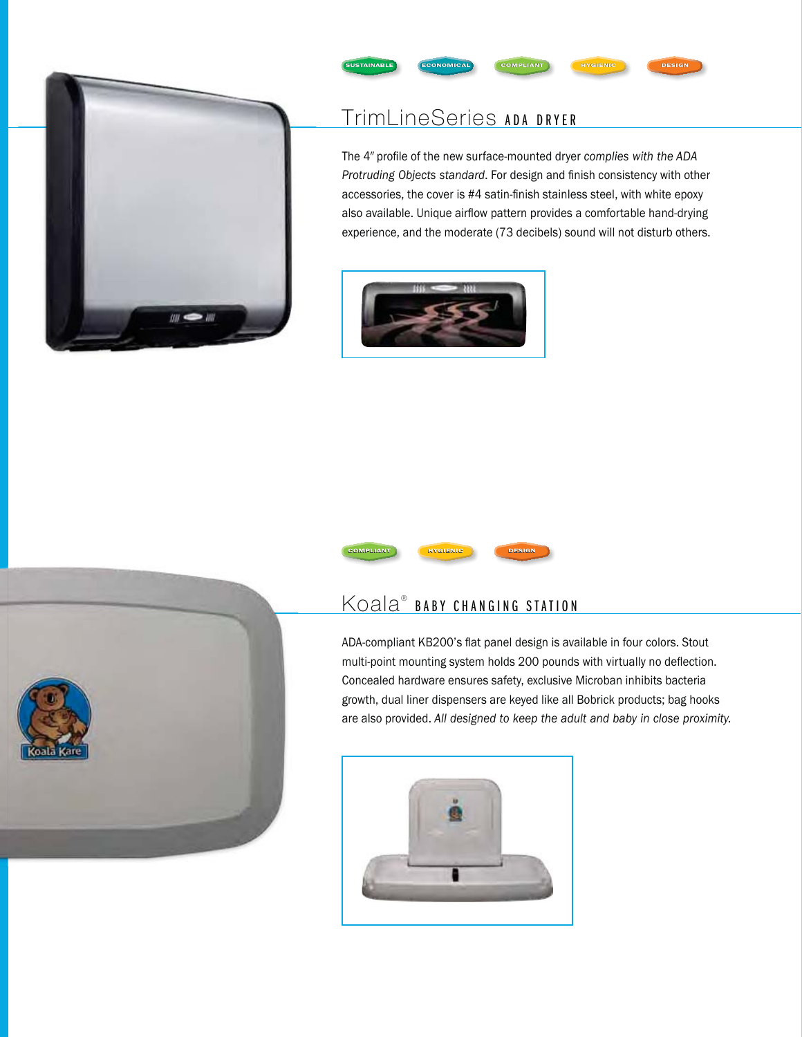SUSTAINABLE ECONOMICAL COMPLIANT HYGIENIC DESIGN

## TrimLineSeries ADA DRYER

The 4″ profile of the new surface-mounted dryer *complies with the ADA Protruding Objects standard*. For design and finish consistency with other accessories, the cover is #4 satin-finish stainless steel, with white epoxy also available. Unique airflow pattern provides a comfortable hand-drying experience, and the moderate (73 decibels) sound will not disturb others.

COMPLIANT HYGIENIC DESIGN

## Koala® BABY CHANGING STATION

ADA-compliant KB200's flat panel design is available in four colors. Stout multi-point mounting system holds 200 pounds with virtually no deflection. Concealed hardware ensures safety, exclusive Microban inhibits bacteria growth, dual liner dispensers are keyed like all Bobrick products; bag hooks are also provided. *All designed to keep the adult and baby in close proximity.*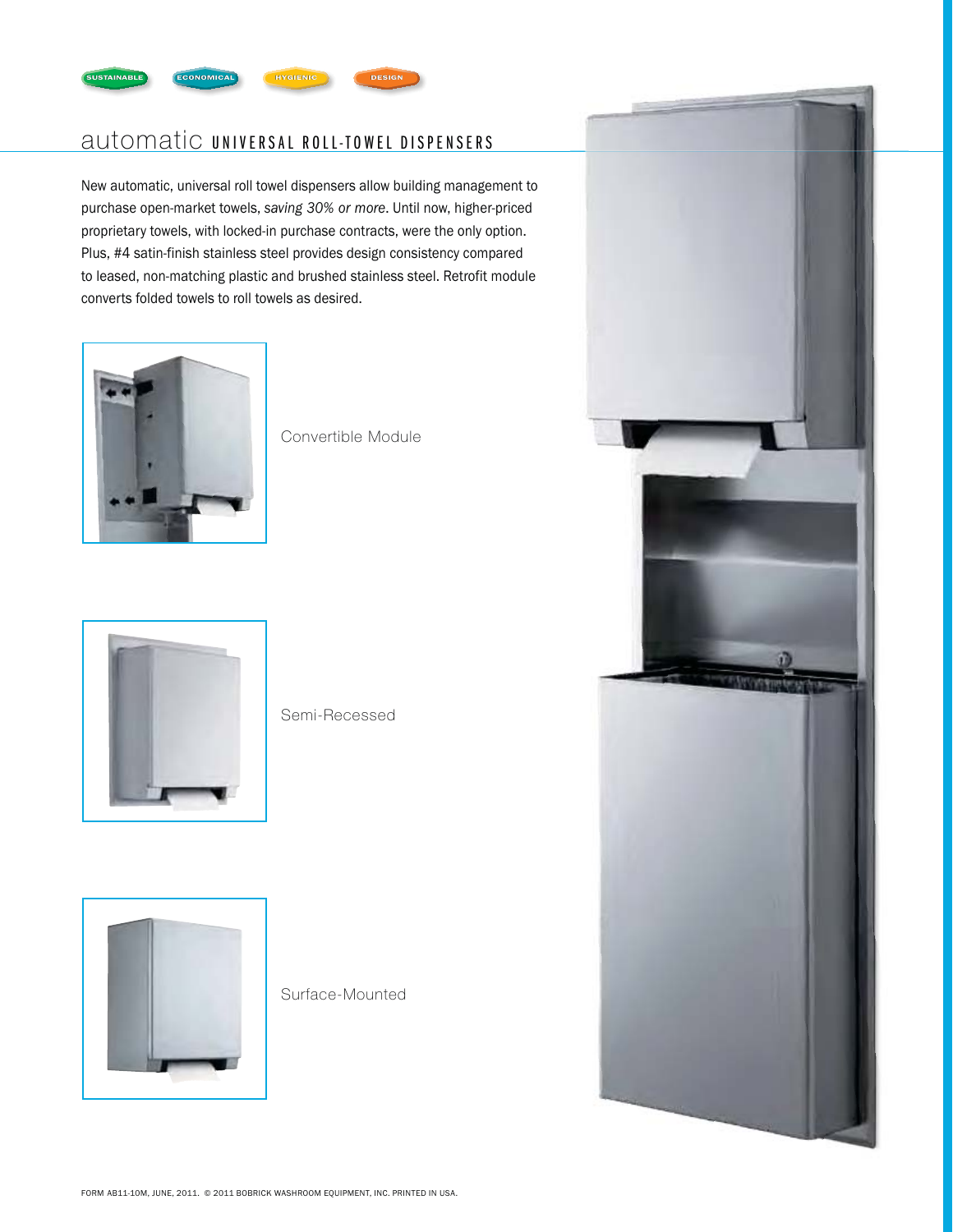SUSTAINABLE ECONOMICAL HYGIENIC DESIGN

# automatic UNIVERSAL ROLL-TOWEL DISPENSERS

New automatic, universal roll towel dispensers allow building management to purchase open-market towels, *saving 30% or more*. Until now, higher-priced proprietary towels, with locked-in purchase contracts, were the only option. Plus, #4 satin-finish stainless steel provides design consistency compared to leased, non-matching plastic and brushed stainless steel. Retrofit module converts folded towels to roll towels as desired.

Convertible Module

Semi-Recessed

Surface-Mounted

FORM AB11-10M, JUNE, 2011. © 2011 BOBRICK WASHROOM EQUIPMENT, INC. PRINTED IN USA.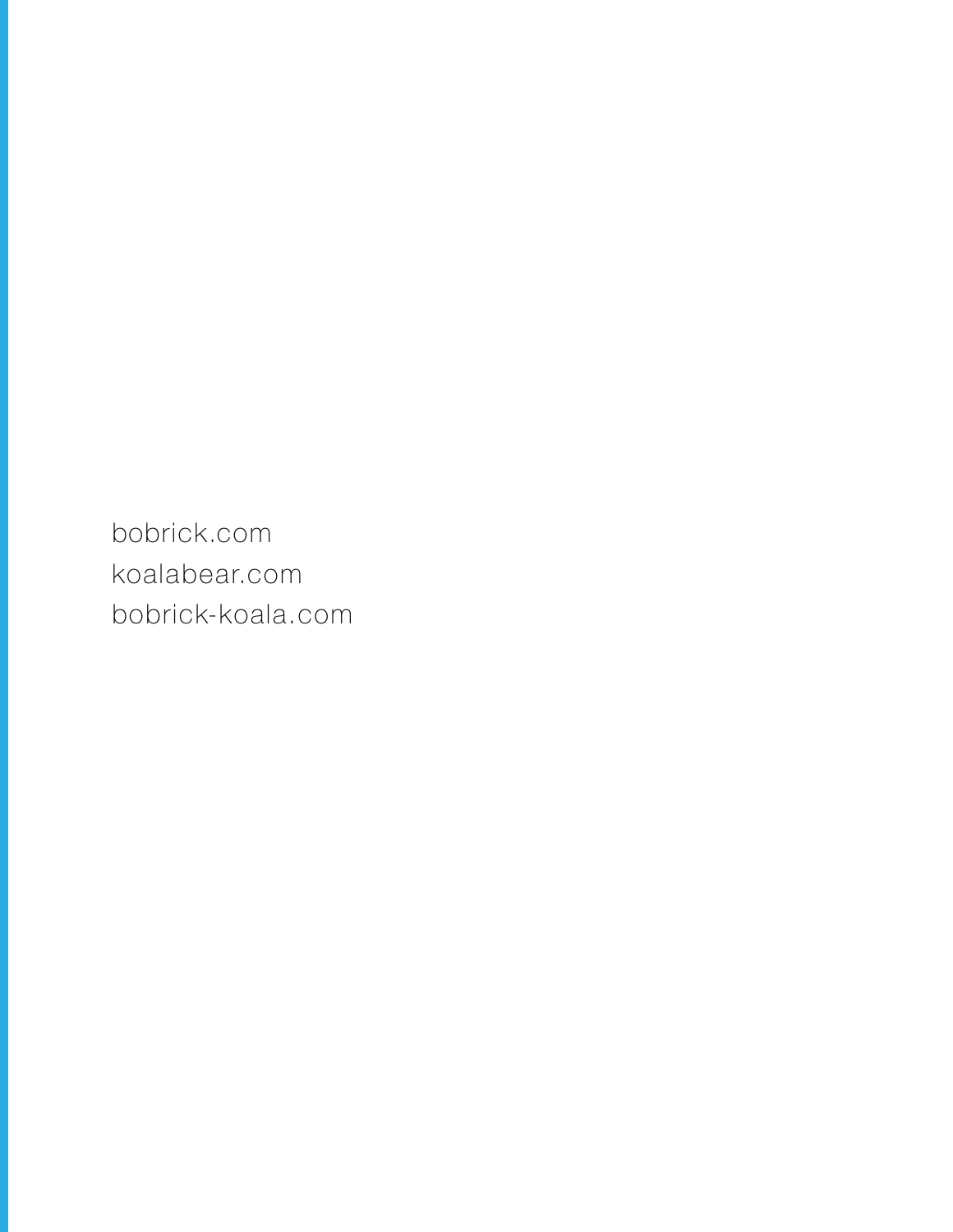bobrick.com
koalabear.com
bobrick-koala.com